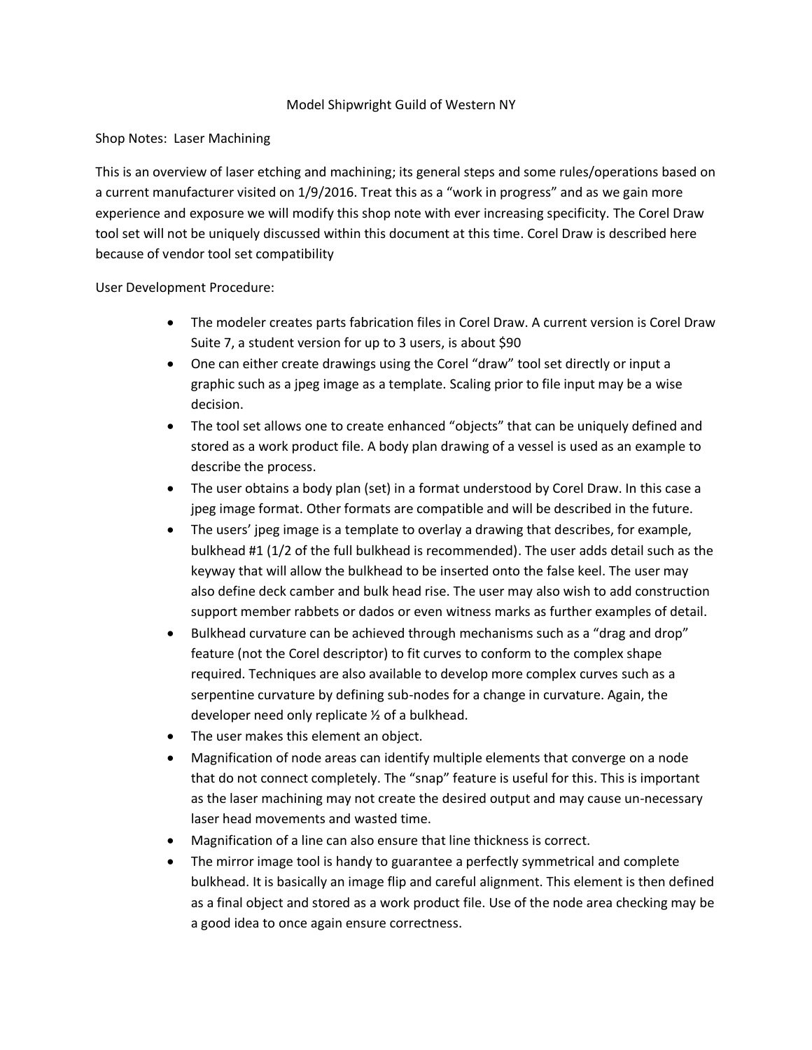# Model Shipwright Guild of Western NY

## Shop Notes: Laser Machining

This is an overview of laser etching and machining; its general steps and some rules/operations based on a current manufacturer visited on 1/9/2016. Treat this as a "work in progress" and as we gain more experience and exposure we will modify this shop note with ever increasing specificity. The Corel Draw tool set will not be uniquely discussed within this document at this time. Corel Draw is described here because of vendor tool set compatibility

User Development Procedure:

- The modeler creates parts fabrication files in Corel Draw. A current version is Corel Draw Suite 7, a student version for up to 3 users, is about $90
- One can either create drawings using the Corel "draw" tool set directly or input a graphic such as a jpeg image as a template. Scaling prior to file input may be a wise decision.
- The tool set allows one to create enhanced "objects" that can be uniquely defined and stored as a work product file. A body plan drawing of a vessel is used as an example to describe the process.
- The user obtains a body plan (set) in a format understood by Corel Draw. In this case a jpeg image format. Other formats are compatible and will be described in the future.
- The users' jpeg image is a template to overlay a drawing that describes, for example, bulkhead #1 (1/2 of the full bulkhead is recommended). The user adds detail such as the keyway that will allow the bulkhead to be inserted onto the false keel. The user may also define deck camber and bulk head rise. The user may also wish to add construction support member rabbets or dados or even witness marks as further examples of detail.
- Bulkhead curvature can be achieved through mechanisms such as a "drag and drop" feature (not the Corel descriptor) to fit curves to conform to the complex shape required. Techniques are also available to develop more complex curves such as a serpentine curvature by defining sub-nodes for a change in curvature. Again, the developer need only replicate ½ of a bulkhead.
- The user makes this element an object.
- Magnification of node areas can identify multiple elements that converge on a node that do not connect completely. The "snap" feature is useful for this. This is important as the laser machining may not create the desired output and may cause un-necessary laser head movements and wasted time.
- Magnification of a line can also ensure that line thickness is correct.
- The mirror image tool is handy to guarantee a perfectly symmetrical and complete bulkhead. It is basically an image flip and careful alignment. This element is then defined as a final object and stored as a work product file. Use of the node area checking may be a good idea to once again ensure correctness.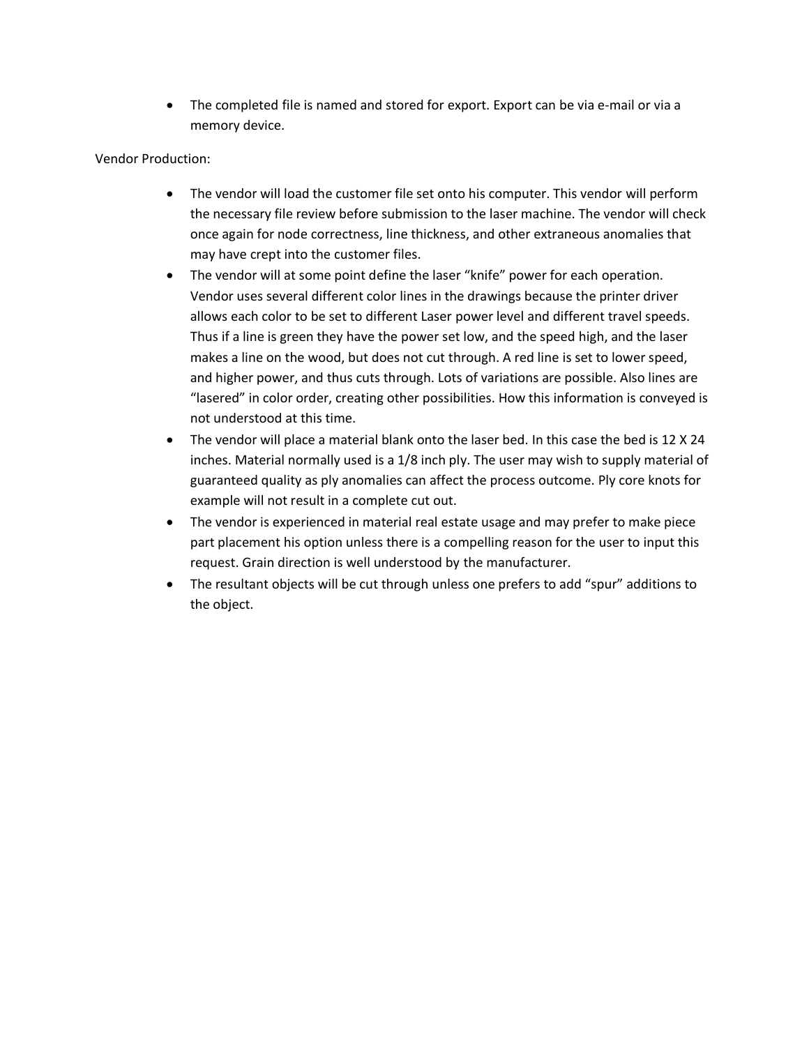- The completed file is named and stored for export. Export can be via e-mail or via a memory device.

Vendor Production:

- The vendor will load the customer file set onto his computer. This vendor will perform the necessary file review before submission to the laser machine. The vendor will check once again for node correctness, line thickness, and other extraneous anomalies that may have crept into the customer files.
- The vendor will at some point define the laser "knife" power for each operation. Vendor uses several different color lines in the drawings because the printer driver allows each color to be set to different Laser power level and different travel speeds. Thus if a line is green they have the power set low, and the speed high, and the laser makes a line on the wood, but does not cut through. A red line is set to lower speed, and higher power, and thus cuts through. Lots of variations are possible. Also lines are "lasered" in color order, creating other possibilities. How this information is conveyed is not understood at this time.
- The vendor will place a material blank onto the laser bed. In this case the bed is 12 X 24 inches. Material normally used is a 1/8 inch ply. The user may wish to supply material of guaranteed quality as ply anomalies can affect the process outcome. Ply core knots for example will not result in a complete cut out.
- The vendor is experienced in material real estate usage and may prefer to make piece part placement his option unless there is a compelling reason for the user to input this request. Grain direction is well understood by the manufacturer.
- The resultant objects will be cut through unless one prefers to add "spur" additions to the object.